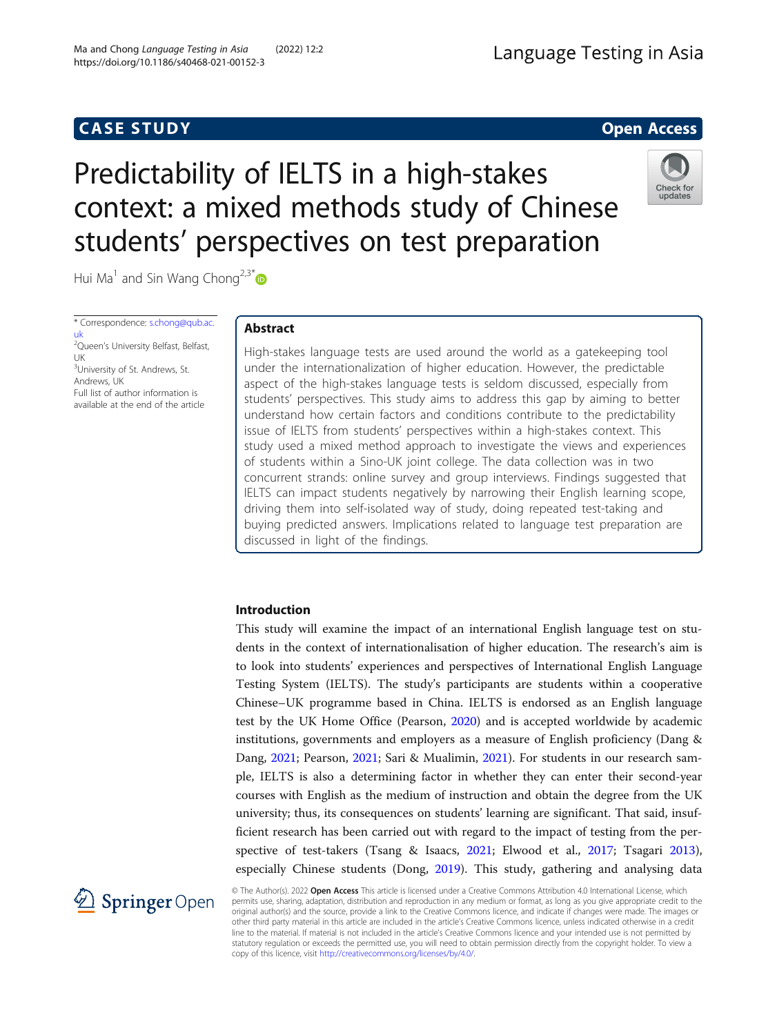CASE STUDY

Open Access

# Predictability of IELTS in a high-stakes context: a mixed methods study of Chinese students' perspectives on test preparation

Hui Ma[1] and Sin Wang Chong[2,3]*

* Correspondence: s.chong@qub.ac.uk
[2]Queen's University Belfast, Belfast, UK
[3]University of St. Andrews, St. Andrews, UK
Full list of author information is available at the end of the article

## Abstract

High-stakes language tests are used around the world as a gatekeeping tool under the internationalization of higher education. However, the predictable aspect of the high-stakes language tests is seldom discussed, especially from students' perspectives. This study aims to address this gap by aiming to better understand how certain factors and conditions contribute to the predictability issue of IELTS from students' perspectives within a high-stakes context. This study used a mixed method approach to investigate the views and experiences of students within a Sino-UK joint college. The data collection was in two concurrent strands: online survey and group interviews. Findings suggested that IELTS can impact students negatively by narrowing their English learning scope, driving them into self-isolated way of study, doing repeated test-taking and buying predicted answers. Implications related to language test preparation are discussed in light of the findings.

## Introduction

This study will examine the impact of an international English language test on students in the context of internationalisation of higher education. The research's aim is to look into students' experiences and perspectives of International English Language Testing System (IELTS). The study's participants are students within a cooperative Chinese–UK programme based in China. IELTS is endorsed as an English language test by the UK Home Office (Pearson, 2020) and is accepted worldwide by academic institutions, governments and employers as a measure of English proficiency (Dang & Dang, 2021; Pearson, 2021; Sari & Mualimin, 2021). For students in our research sample, IELTS is also a determining factor in whether they can enter their second-year courses with English as the medium of instruction and obtain the degree from the UK university; thus, its consequences on students' learning are significant. That said, insufficient research has been carried out with regard to the impact of testing from the perspective of test-takers (Tsang & Isaacs, 2021; Elwood et al., 2017; Tsagari 2013), especially Chinese students (Dong, 2019). This study, gathering and analysing data

© The Author(s). 2022 **Open Access** This article is licensed under a Creative Commons Attribution 4.0 International License, which permits use, sharing, adaptation, distribution and reproduction in any medium or format, as long as you give appropriate credit to the original author(s) and the source, provide a link to the Creative Commons licence, and indicate if changes were made. The images or other third party material in this article are included in the article's Creative Commons licence, unless indicated otherwise in a credit line to the material. If material is not included in the article's Creative Commons licence and your intended use is not permitted by statutory regulation or exceeds the permitted use, you will need to obtain permission directly from the copyright holder. To view a copy of this licence, visit http://creativecommons.org/licenses/by/4.0/.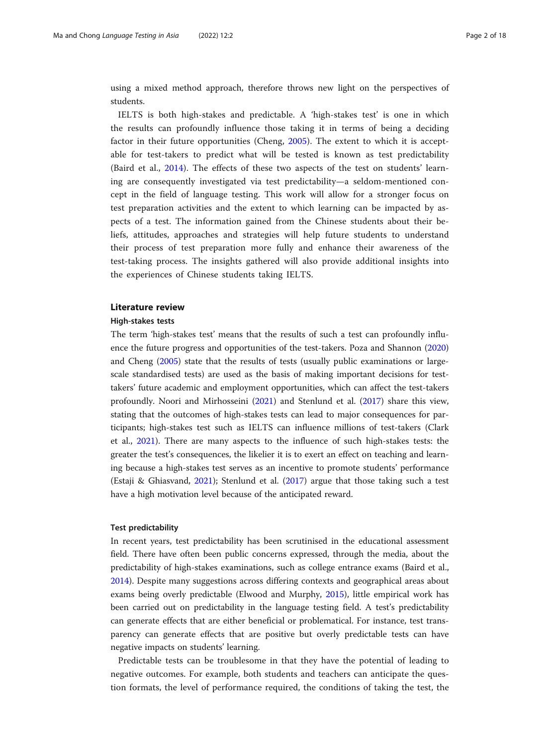using a mixed method approach, therefore throws new light on the perspectives of students.

IELTS is both high-stakes and predictable. A 'high-stakes test' is one in which the results can profoundly influence those taking it in terms of being a deciding factor in their future opportunities (Cheng, 2005). The extent to which it is acceptable for test-takers to predict what will be tested is known as test predictability (Baird et al., 2014). The effects of these two aspects of the test on students' learning are consequently investigated via test predictability—a seldom-mentioned concept in the field of language testing. This work will allow for a stronger focus on test preparation activities and the extent to which learning can be impacted by aspects of a test. The information gained from the Chinese students about their beliefs, attitudes, approaches and strategies will help future students to understand their process of test preparation more fully and enhance their awareness of the test-taking process. The insights gathered will also provide additional insights into the experiences of Chinese students taking IELTS.

## Literature review

### High-stakes tests

The term 'high-stakes test' means that the results of such a test can profoundly influence the future progress and opportunities of the test-takers. Poza and Shannon (2020) and Cheng (2005) state that the results of tests (usually public examinations or large-scale standardised tests) are used as the basis of making important decisions for test-takers' future academic and employment opportunities, which can affect the test-takers profoundly. Noori and Mirhosseini (2021) and Stenlund et al. (2017) share this view, stating that the outcomes of high-stakes tests can lead to major consequences for participants; high-stakes test such as IELTS can influence millions of test-takers (Clark et al., 2021). There are many aspects to the influence of such high-stakes tests: the greater the test's consequences, the likelier it is to exert an effect on teaching and learning because a high-stakes test serves as an incentive to promote students' performance (Estaji & Ghiasvand, 2021); Stenlund et al. (2017) argue that those taking such a test have a high motivation level because of the anticipated reward.

### Test predictability

In recent years, test predictability has been scrutinised in the educational assessment field. There have often been public concerns expressed, through the media, about the predictability of high-stakes examinations, such as college entrance exams (Baird et al., 2014). Despite many suggestions across differing contexts and geographical areas about exams being overly predictable (Elwood and Murphy, 2015), little empirical work has been carried out on predictability in the language testing field. A test's predictability can generate effects that are either beneficial or problematical. For instance, test transparency can generate effects that are positive but overly predictable tests can have negative impacts on students' learning.

Predictable tests can be troublesome in that they have the potential of leading to negative outcomes. For example, both students and teachers can anticipate the question formats, the level of performance required, the conditions of taking the test, the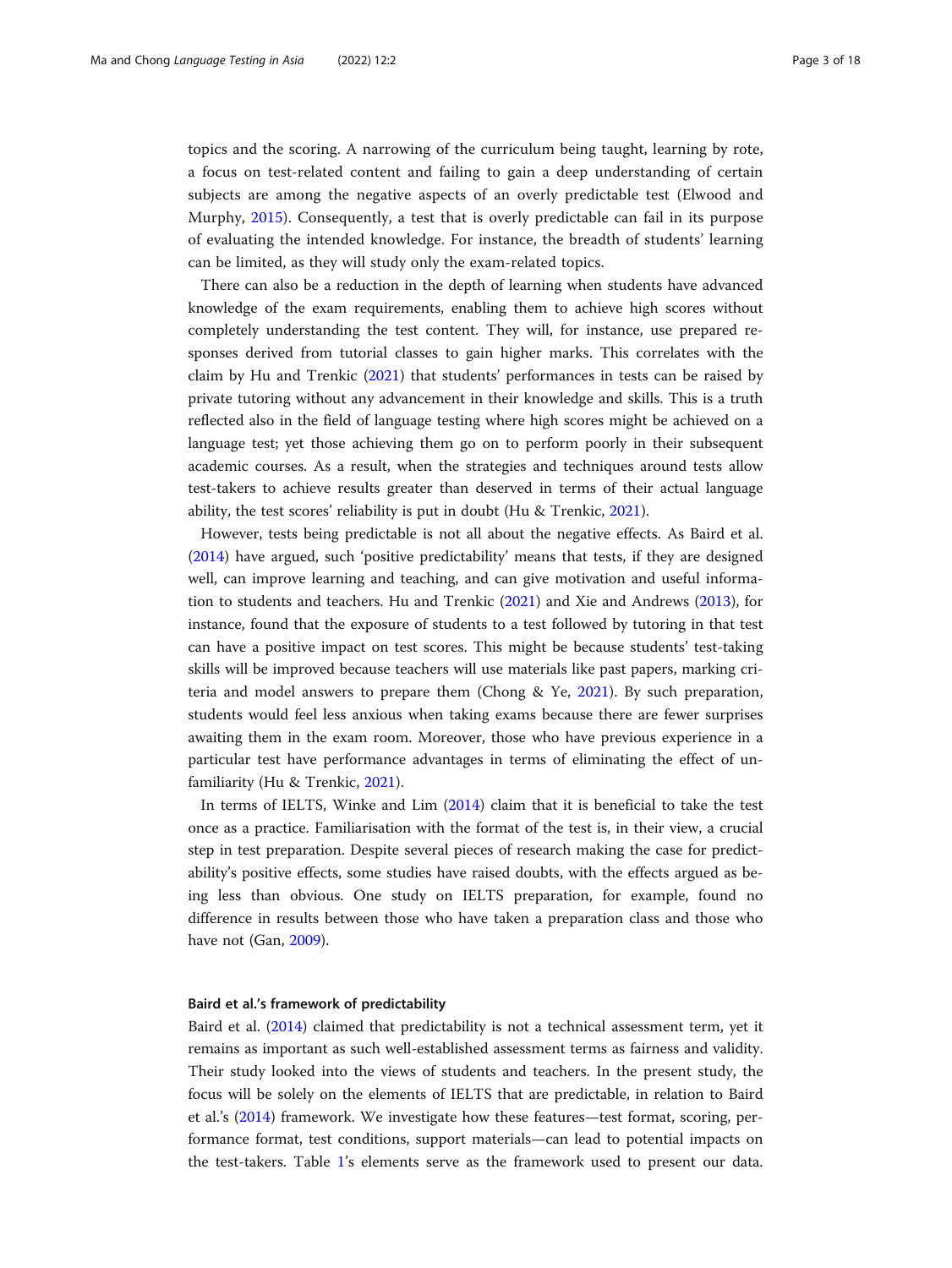topics and the scoring. A narrowing of the curriculum being taught, learning by rote, a focus on test-related content and failing to gain a deep understanding of certain subjects are among the negative aspects of an overly predictable test (Elwood and Murphy, 2015). Consequently, a test that is overly predictable can fail in its purpose of evaluating the intended knowledge. For instance, the breadth of students' learning can be limited, as they will study only the exam-related topics.

There can also be a reduction in the depth of learning when students have advanced knowledge of the exam requirements, enabling them to achieve high scores without completely understanding the test content. They will, for instance, use prepared responses derived from tutorial classes to gain higher marks. This correlates with the claim by Hu and Trenkic (2021) that students' performances in tests can be raised by private tutoring without any advancement in their knowledge and skills. This is a truth reflected also in the field of language testing where high scores might be achieved on a language test; yet those achieving them go on to perform poorly in their subsequent academic courses. As a result, when the strategies and techniques around tests allow test-takers to achieve results greater than deserved in terms of their actual language ability, the test scores' reliability is put in doubt (Hu & Trenkic, 2021).

However, tests being predictable is not all about the negative effects. As Baird et al. (2014) have argued, such 'positive predictability' means that tests, if they are designed well, can improve learning and teaching, and can give motivation and useful information to students and teachers. Hu and Trenkic (2021) and Xie and Andrews (2013), for instance, found that the exposure of students to a test followed by tutoring in that test can have a positive impact on test scores. This might be because students' test-taking skills will be improved because teachers will use materials like past papers, marking criteria and model answers to prepare them (Chong & Ye, 2021). By such preparation, students would feel less anxious when taking exams because there are fewer surprises awaiting them in the exam room. Moreover, those who have previous experience in a particular test have performance advantages in terms of eliminating the effect of unfamiliarity (Hu & Trenkic, 2021).

In terms of IELTS, Winke and Lim (2014) claim that it is beneficial to take the test once as a practice. Familiarisation with the format of the test is, in their view, a crucial step in test preparation. Despite several pieces of research making the case for predictability's positive effects, some studies have raised doubts, with the effects argued as being less than obvious. One study on IELTS preparation, for example, found no difference in results between those who have taken a preparation class and those who have not (Gan, 2009).

### Baird et al.'s framework of predictability

Baird et al. (2014) claimed that predictability is not a technical assessment term, yet it remains as important as such well-established assessment terms as fairness and validity. Their study looked into the views of students and teachers. In the present study, the focus will be solely on the elements of IELTS that are predictable, in relation to Baird et al.'s (2014) framework. We investigate how these features—test format, scoring, performance format, test conditions, support materials—can lead to potential impacts on the test-takers. Table 1's elements serve as the framework used to present our data.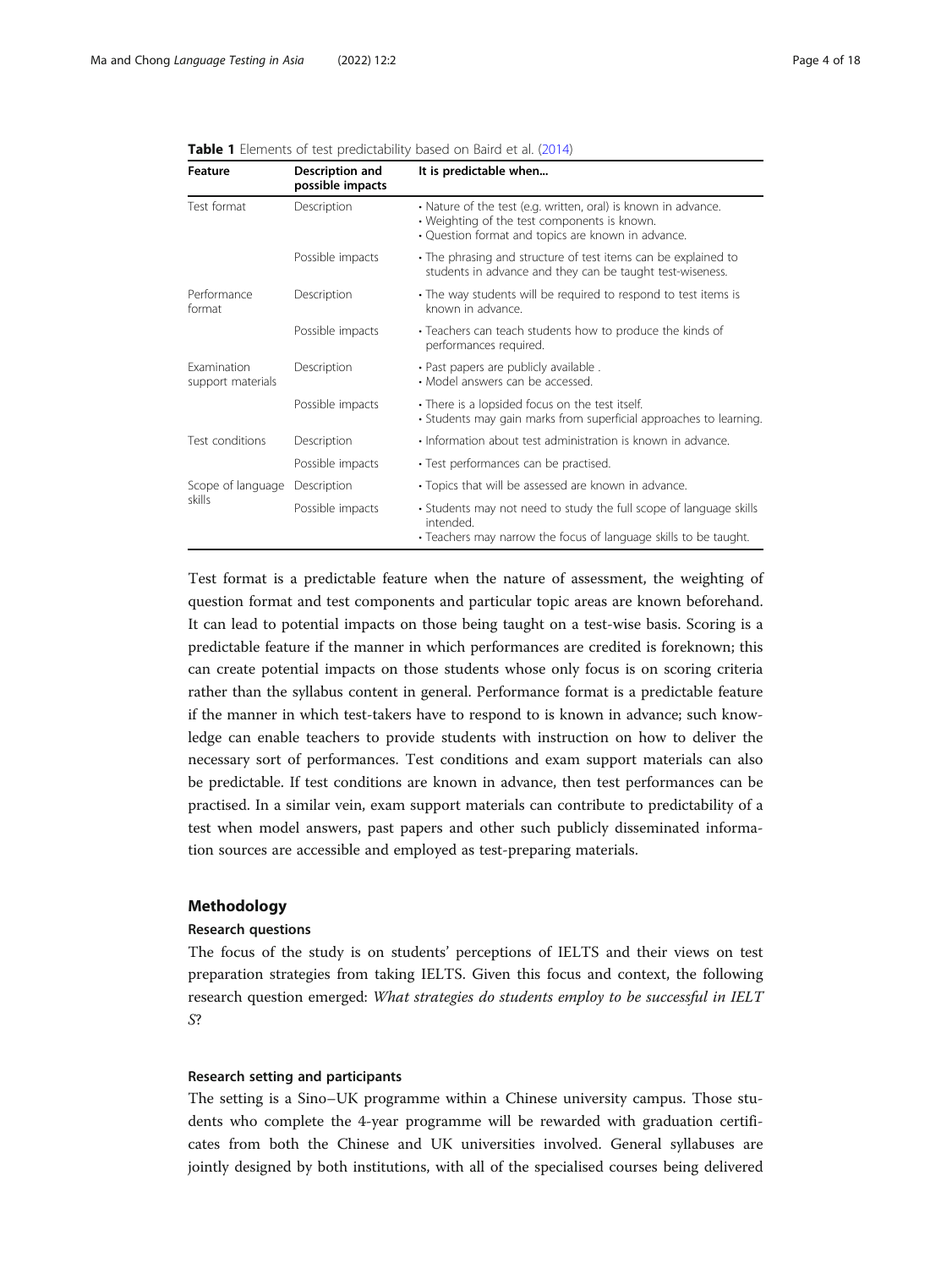**Table 1** Elements of test predictability based on Baird et al. (2014)

| Feature | Description and possible impacts | It is predictable when... |
|---|---|---|
| Test format | Description | • Nature of the test (e.g. written, oral) is known in advance.<br>• Weighting of the test components is known.<br>• Question format and topics are known in advance. |
| | Possible impacts | • The phrasing and structure of test items can be explained to students in advance and they can be taught test-wiseness. |
| Performance format | Description | • The way students will be required to respond to test items is known in advance. |
| | Possible impacts | • Teachers can teach students how to produce the kinds of performances required. |
| Examination support materials | Description | • Past papers are publicly available .<br>• Model answers can be accessed. |
| | Possible impacts | • There is a lopsided focus on the test itself.<br>• Students may gain marks from superficial approaches to learning. |
| Test conditions | Description | • Information about test administration is known in advance. |
| | Possible impacts | • Test performances can be practised. |
| Scope of language skills | Description | • Topics that will be assessed are known in advance. |
| | Possible impacts | • Students may not need to study the full scope of language skills intended.<br>• Teachers may narrow the focus of language skills to be taught. |

Test format is a predictable feature when the nature of assessment, the weighting of question format and test components and particular topic areas are known beforehand. It can lead to potential impacts on those being taught on a test-wise basis. Scoring is a predictable feature if the manner in which performances are credited is foreknown; this can create potential impacts on those students whose only focus is on scoring criteria rather than the syllabus content in general. Performance format is a predictable feature if the manner in which test-takers have to respond to is known in advance; such knowledge can enable teachers to provide students with instruction on how to deliver the necessary sort of performances. Test conditions and exam support materials can also be predictable. If test conditions are known in advance, then test performances can be practised. In a similar vein, exam support materials can contribute to predictability of a test when model answers, past papers and other such publicly disseminated information sources are accessible and employed as test-preparing materials.

## Methodology

### Research questions

The focus of the study is on students' perceptions of IELTS and their views on test preparation strategies from taking IELTS. Given this focus and context, the following research question emerged: *What strategies do students employ to be successful in IELTS?*

### Research setting and participants

The setting is a Sino–UK programme within a Chinese university campus. Those students who complete the 4-year programme will be rewarded with graduation certificates from both the Chinese and UK universities involved. General syllabuses are jointly designed by both institutions, with all of the specialised courses being delivered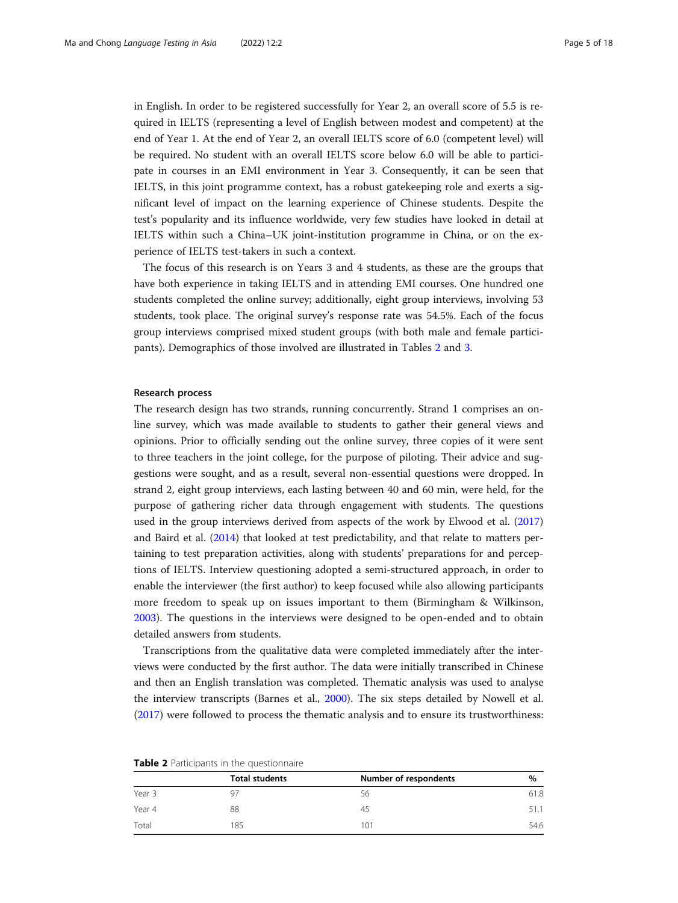in English. In order to be registered successfully for Year 2, an overall score of 5.5 is required in IELTS (representing a level of English between modest and competent) at the end of Year 1. At the end of Year 2, an overall IELTS score of 6.0 (competent level) will be required. No student with an overall IELTS score below 6.0 will be able to participate in courses in an EMI environment in Year 3. Consequently, it can be seen that IELTS, in this joint programme context, has a robust gatekeeping role and exerts a significant level of impact on the learning experience of Chinese students. Despite the test's popularity and its influence worldwide, very few studies have looked in detail at IELTS within such a China–UK joint-institution programme in China, or on the experience of IELTS test-takers in such a context.

The focus of this research is on Years 3 and 4 students, as these are the groups that have both experience in taking IELTS and in attending EMI courses. One hundred one students completed the online survey; additionally, eight group interviews, involving 53 students, took place. The original survey's response rate was 54.5%. Each of the focus group interviews comprised mixed student groups (with both male and female participants). Demographics of those involved are illustrated in Tables 2 and 3.

#### Research process

The research design has two strands, running concurrently. Strand 1 comprises an online survey, which was made available to students to gather their general views and opinions. Prior to officially sending out the online survey, three copies of it were sent to three teachers in the joint college, for the purpose of piloting. Their advice and suggestions were sought, and as a result, several non-essential questions were dropped. In strand 2, eight group interviews, each lasting between 40 and 60 min, were held, for the purpose of gathering richer data through engagement with students. The questions used in the group interviews derived from aspects of the work by Elwood et al. (2017) and Baird et al. (2014) that looked at test predictability, and that relate to matters pertaining to test preparation activities, along with students' preparations for and perceptions of IELTS. Interview questioning adopted a semi-structured approach, in order to enable the interviewer (the first author) to keep focused while also allowing participants more freedom to speak up on issues important to them (Birmingham & Wilkinson, 2003). The questions in the interviews were designed to be open-ended and to obtain detailed answers from students.

Transcriptions from the qualitative data were completed immediately after the interviews were conducted by the first author. The data were initially transcribed in Chinese and then an English translation was completed. Thematic analysis was used to analyse the interview transcripts (Barnes et al., 2000). The six steps detailed by Nowell et al. (2017) were followed to process the thematic analysis and to ensure its trustworthiness:

**Table 2** Participants in the questionnaire

| | Total students | Number of respondents | % |
|---|---|---|---|
| Year 3 | 97 | 56 | 61.8 |
| Year 4 | 88 | 45 | 51.1 |
| Total | 185 | 101 | 54.6 |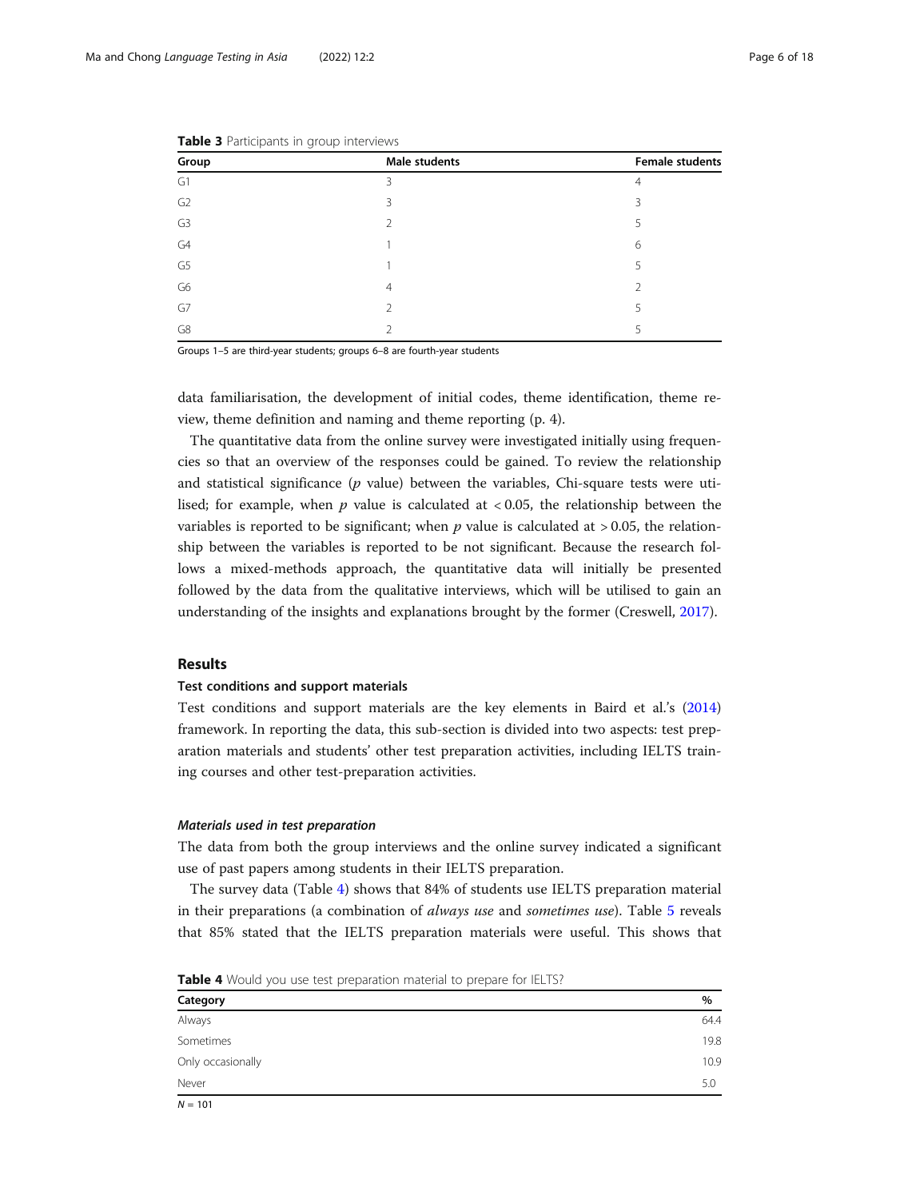**Table 3** Participants in group interviews

| Group | Male students | Female students |
|---|---|---|
| G1 | 3 | 4 |
| G2 | 3 | 3 |
| G3 | 2 | 5 |
| G4 | 1 | 6 |
| G5 | 1 | 5 |
| G6 | 4 | 2 |
| G7 | 2 | 5 |
| G8 | 2 | 5 |

Groups 1–5 are third-year students; groups 6–8 are fourth-year students

data familiarisation, the development of initial codes, theme identification, theme review, theme definition and naming and theme reporting (p. 4).

The quantitative data from the online survey were investigated initially using frequencies so that an overview of the responses could be gained. To review the relationship and statistical significance ($p$ value) between the variables, Chi-square tests were utilised; for example, when $p$ value is calculated at $< 0.05$, the relationship between the variables is reported to be significant; when $p$ value is calculated at $> 0.05$, the relationship between the variables is reported to be not significant. Because the research follows a mixed-methods approach, the quantitative data will initially be presented followed by the data from the qualitative interviews, which will be utilised to gain an understanding of the insights and explanations brought by the former (Creswell, 2017).

## Results

### Test conditions and support materials

Test conditions and support materials are the key elements in Baird et al.'s (2014) framework. In reporting the data, this sub-section is divided into two aspects: test preparation materials and students' other test preparation activities, including IELTS training courses and other test-preparation activities.

#### *Materials used in test preparation*

The data from both the group interviews and the online survey indicated a significant use of past papers among students in their IELTS preparation.

The survey data (Table 4) shows that 84% of students use IELTS preparation material in their preparations (a combination of *always use* and *sometimes use*). Table 5 reveals that 85% stated that the IELTS preparation materials were useful. This shows that

**Table 4** Would you use test preparation material to prepare for IELTS?

| Category | % |
|---|---|
| Always | 64.4 |
| Sometimes | 19.8 |
| Only occasionally | 10.9 |
| Never | 5.0 |

$N = 101$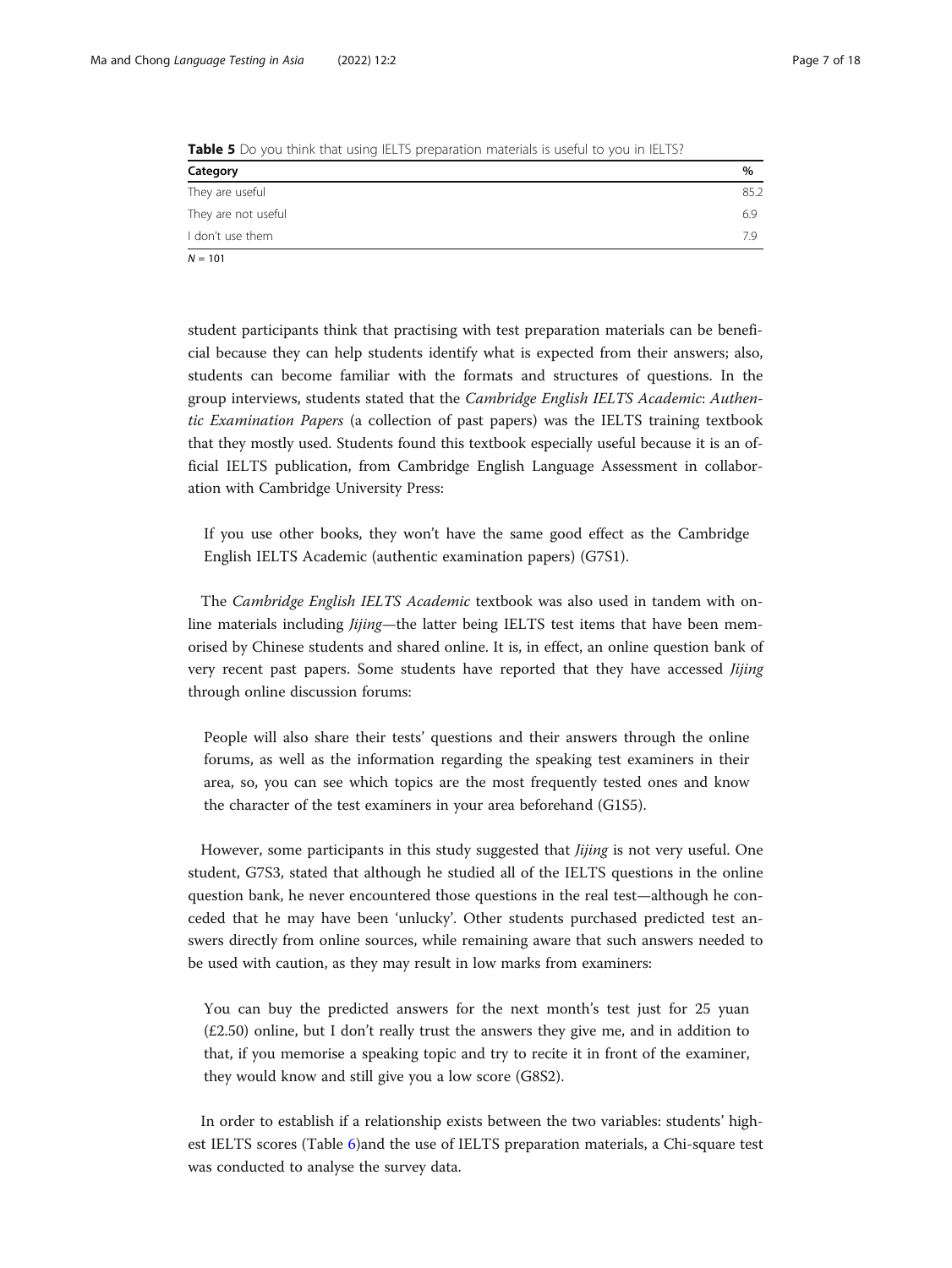**Table 5** Do you think that using IELTS preparation materials is useful to you in IELTS?

| Category | % |
|---|---|
| They are useful | 85.2 |
| They are not useful | 6.9 |
| I don't use them | 7.9 |

$N = 101$

student participants think that practising with test preparation materials can be beneficial because they can help students identify what is expected from their answers; also, students can become familiar with the formats and structures of questions. In the group interviews, students stated that the *Cambridge English IELTS Academic*: *Authentic Examination Papers* (a collection of past papers) was the IELTS training textbook that they mostly used. Students found this textbook especially useful because it is an official IELTS publication, from Cambridge English Language Assessment in collaboration with Cambridge University Press:

> If you use other books, they won't have the same good effect as the Cambridge English IELTS Academic (authentic examination papers) (G7S1).

The *Cambridge English IELTS Academic* textbook was also used in tandem with online materials including *Jijing*—the latter being IELTS test items that have been memorised by Chinese students and shared online. It is, in effect, an online question bank of very recent past papers. Some students have reported that they have accessed *Jijing* through online discussion forums:

> People will also share their tests' questions and their answers through the online forums, as well as the information regarding the speaking test examiners in their area, so, you can see which topics are the most frequently tested ones and know the character of the test examiners in your area beforehand (G1S5).

However, some participants in this study suggested that *Jijing* is not very useful. One student, G7S3, stated that although he studied all of the IELTS questions in the online question bank, he never encountered those questions in the real test—although he conceded that he may have been 'unlucky'. Other students purchased predicted test answers directly from online sources, while remaining aware that such answers needed to be used with caution, as they may result in low marks from examiners:

> You can buy the predicted answers for the next month's test just for 25 yuan (£2.50) online, but I don't really trust the answers they give me, and in addition to that, if you memorise a speaking topic and try to recite it in front of the examiner, they would know and still give you a low score (G8S2).

In order to establish if a relationship exists between the two variables: students' highest IELTS scores (Table 6)and the use of IELTS preparation materials, a Chi-square test was conducted to analyse the survey data.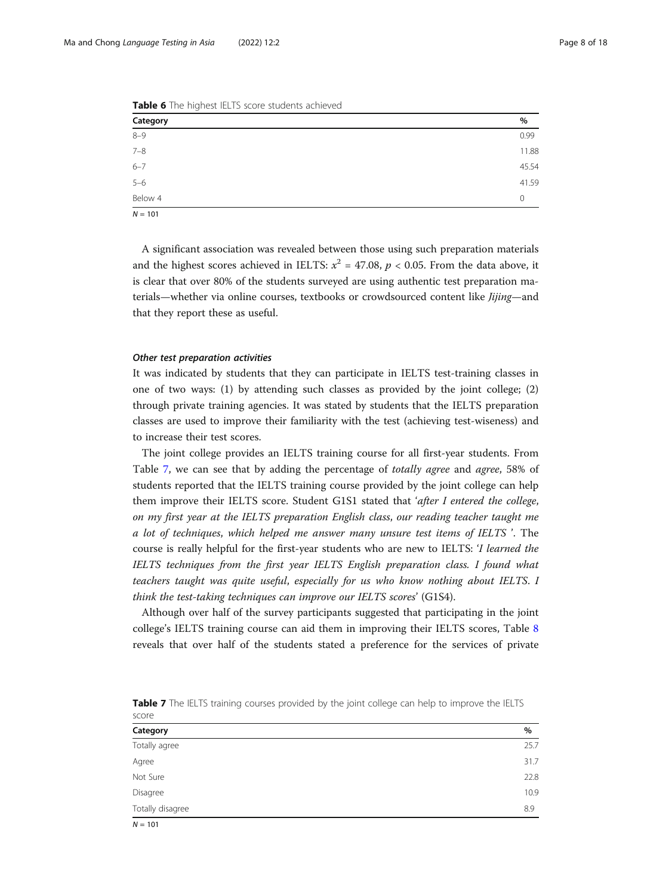**Table 6** The highest IELTS score students achieved

| Category | % |
|---|---|
| 8–9 | 0.99 |
| 7–8 | 11.88 |
| 6–7 | 45.54 |
| 5–6 | 41.59 |
| Below 4 | 0 |

$N = 101$

A significant association was revealed between those using such preparation materials and the highest scores achieved in IELTS: $x^2 = 47.08$, $p < 0.05$. From the data above, it is clear that over 80% of the students surveyed are using authentic test preparation materials—whether via online courses, textbooks or crowdsourced content like *Jijing*—and that they report these as useful.

#### *Other test preparation activities*

It was indicated by students that they can participate in IELTS test-training classes in one of two ways: (1) by attending such classes as provided by the joint college; (2) through private training agencies. It was stated by students that the IELTS preparation classes are used to improve their familiarity with the test (achieving test-wiseness) and to increase their test scores.

The joint college provides an IELTS training course for all first-year students. From Table 7, we can see that by adding the percentage of *totally agree* and *agree*, 58% of students reported that the IELTS training course provided by the joint college can help them improve their IELTS score. Student G1S1 stated that '*after I entered the college, on my first year at the IELTS preparation English class, our reading teacher taught me a lot of techniques, which helped me answer many unsure test items of IELTS* '. The course is really helpful for the first-year students who are new to IELTS: '*I learned the IELTS techniques from the first year IELTS English preparation class. I found what teachers taught was quite useful, especially for us who know nothing about IELTS. I think the test-taking techniques can improve our IELTS scores*' (G1S4).

Although over half of the survey participants suggested that participating in the joint college's IELTS training course can aid them in improving their IELTS scores, Table 8 reveals that over half of the students stated a preference for the services of private

**Table 7** The IELTS training courses provided by the joint college can help to improve the IELTS score

| Category | % |
|---|---|
| Totally agree | 25.7 |
| Agree | 31.7 |
| Not Sure | 22.8 |
| Disagree | 10.9 |
| Totally disagree | 8.9 |

$N = 101$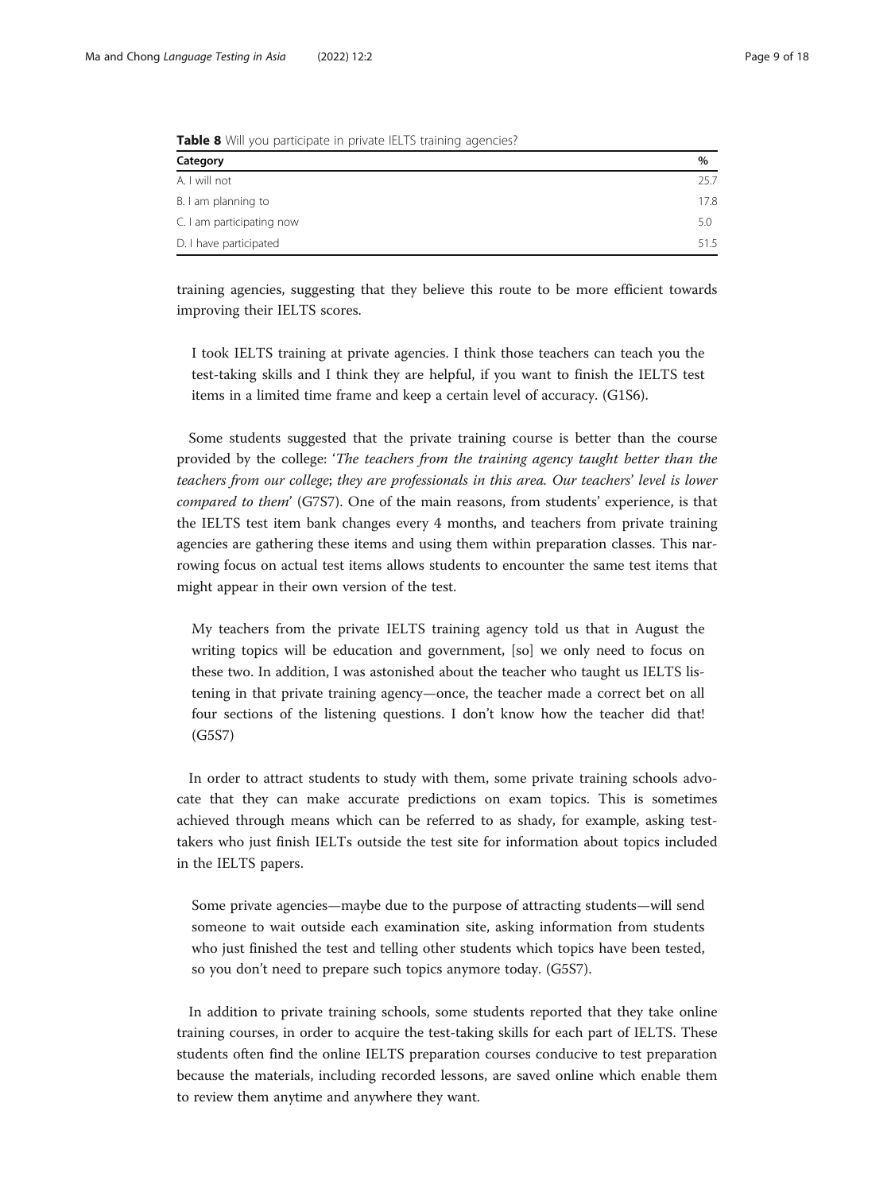**Table 8** Will you participate in private IELTS training agencies?

| Category | % |
|---|---|
| A. I will not | 25.7 |
| B. I am planning to | 17.8 |
| C. I am participating now | 5.0 |
| D. I have participated | 51.5 |

training agencies, suggesting that they believe this route to be more efficient towards improving their IELTS scores.

> I took IELTS training at private agencies. I think those teachers can teach you the test-taking skills and I think they are helpful, if you want to finish the IELTS test items in a limited time frame and keep a certain level of accuracy. (G1S6).

Some students suggested that the private training course is better than the course provided by the college: '*The teachers from the training agency taught better than the teachers from our college; they are professionals in this area. Our teachers' level is lower compared to them*' (G7S7). One of the main reasons, from students' experience, is that the IELTS test item bank changes every 4 months, and teachers from private training agencies are gathering these items and using them within preparation classes. This narrowing focus on actual test items allows students to encounter the same test items that might appear in their own version of the test.

> My teachers from the private IELTS training agency told us that in August the writing topics will be education and government, [so] we only need to focus on these two. In addition, I was astonished about the teacher who taught us IELTS listening in that private training agency—once, the teacher made a correct bet on all four sections of the listening questions. I don't know how the teacher did that! (G5S7)

In order to attract students to study with them, some private training schools advocate that they can make accurate predictions on exam topics. This is sometimes achieved through means which can be referred to as shady, for example, asking test-takers who just finish IELTs outside the test site for information about topics included in the IELTS papers.

> Some private agencies—maybe due to the purpose of attracting students—will send someone to wait outside each examination site, asking information from students who just finished the test and telling other students which topics have been tested, so you don't need to prepare such topics anymore today. (G5S7).

In addition to private training schools, some students reported that they take online training courses, in order to acquire the test-taking skills for each part of IELTS. These students often find the online IELTS preparation courses conducive to test preparation because the materials, including recorded lessons, are saved online which enable them to review them anytime and anywhere they want.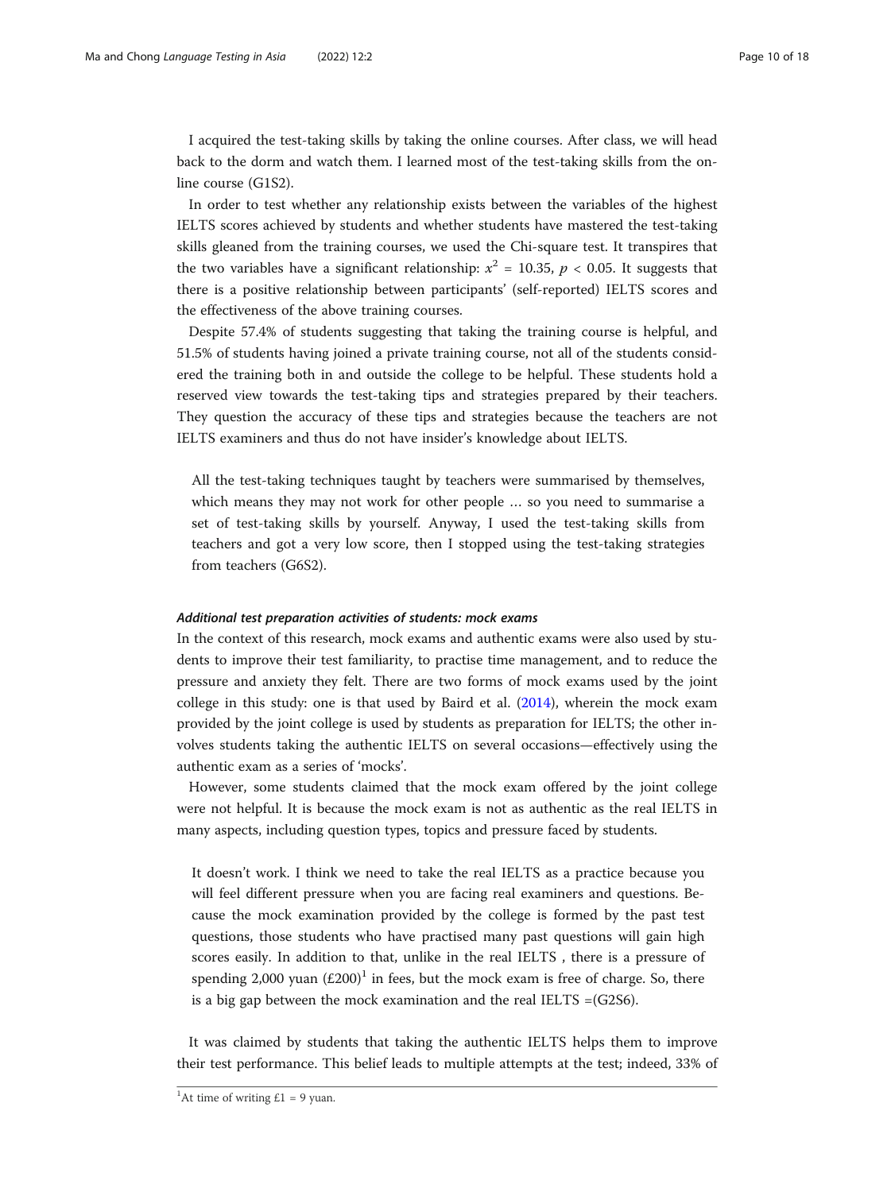I acquired the test-taking skills by taking the online courses. After class, we will head back to the dorm and watch them. I learned most of the test-taking skills from the online course (G1S2).

In order to test whether any relationship exists between the variables of the highest IELTS scores achieved by students and whether students have mastered the test-taking skills gleaned from the training courses, we used the Chi-square test. It transpires that the two variables have a significant relationship: $x^2$ = 10.35, $p$ < 0.05. It suggests that there is a positive relationship between participants' (self-reported) IELTS scores and the effectiveness of the above training courses.

Despite 57.4% of students suggesting that taking the training course is helpful, and 51.5% of students having joined a private training course, not all of the students considered the training both in and outside the college to be helpful. These students hold a reserved view towards the test-taking tips and strategies prepared by their teachers. They question the accuracy of these tips and strategies because the teachers are not IELTS examiners and thus do not have insider's knowledge about IELTS.

> All the test-taking techniques taught by teachers were summarised by themselves, which means they may not work for other people … so you need to summarise a set of test-taking skills by yourself. Anyway, I used the test-taking skills from teachers and got a very low score, then I stopped using the test-taking strategies from teachers (G6S2).

#### *Additional test preparation activities of students: mock exams*

In the context of this research, mock exams and authentic exams were also used by students to improve their test familiarity, to practise time management, and to reduce the pressure and anxiety they felt. There are two forms of mock exams used by the joint college in this study: one is that used by Baird et al. (2014), wherein the mock exam provided by the joint college is used by students as preparation for IELTS; the other involves students taking the authentic IELTS on several occasions—effectively using the authentic exam as a series of 'mocks'.

However, some students claimed that the mock exam offered by the joint college were not helpful. It is because the mock exam is not as authentic as the real IELTS in many aspects, including question types, topics and pressure faced by students.

> It doesn't work. I think we need to take the real IELTS as a practice because you will feel different pressure when you are facing real examiners and questions. Because the mock examination provided by the college is formed by the past test questions, those students who have practised many past questions will gain high scores easily. In addition to that, unlike in the real IELTS , there is a pressure of spending 2,000 yuan (£200)[1] in fees, but the mock exam is free of charge. So, there is a big gap between the mock examination and the real IELTS =(G2S6).

It was claimed by students that taking the authentic IELTS helps them to improve their test performance. This belief leads to multiple attempts at the test; indeed, 33% of

[1] At time of writing £1 = 9 yuan.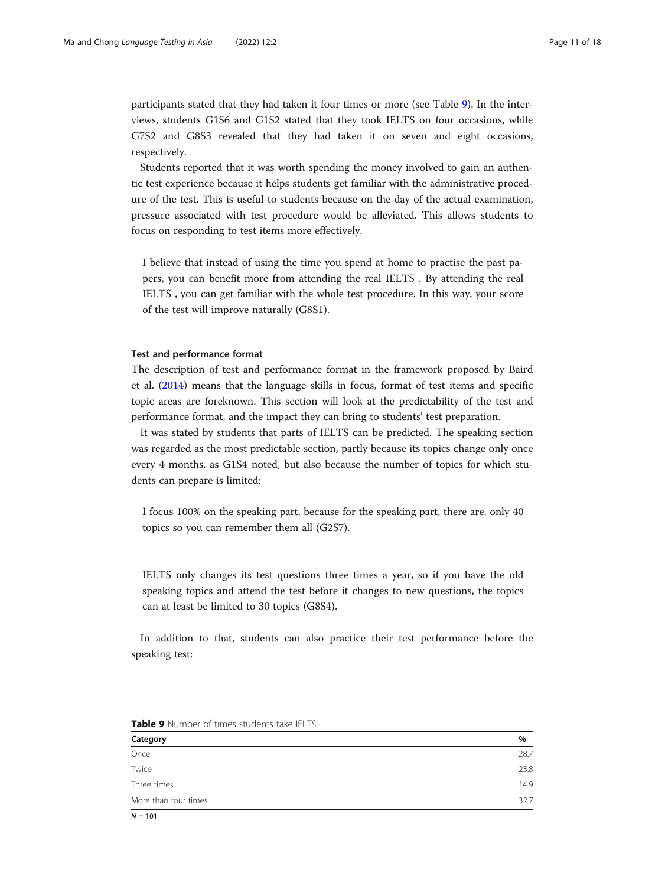participants stated that they had taken it four times or more (see Table 9). In the interviews, students G1S6 and G1S2 stated that they took IELTS on four occasions, while G7S2 and G8S3 revealed that they had taken it on seven and eight occasions, respectively.

Students reported that it was worth spending the money involved to gain an authentic test experience because it helps students get familiar with the administrative procedure of the test. This is useful to students because on the day of the actual examination, pressure associated with test procedure would be alleviated. This allows students to focus on responding to test items more effectively.

> I believe that instead of using the time you spend at home to practise the past papers, you can benefit more from attending the real IELTS . By attending the real IELTS , you can get familiar with the whole test procedure. In this way, your score of the test will improve naturally (G8S1).

#### Test and performance format

The description of test and performance format in the framework proposed by Baird et al. (2014) means that the language skills in focus, format of test items and specific topic areas are foreknown. This section will look at the predictability of the test and performance format, and the impact they can bring to students' test preparation.

It was stated by students that parts of IELTS can be predicted. The speaking section was regarded as the most predictable section, partly because its topics change only once every 4 months, as G1S4 noted, but also because the number of topics for which students can prepare is limited:

> I focus 100% on the speaking part, because for the speaking part, there are. only 40 topics so you can remember them all (G2S7).

> IELTS only changes its test questions three times a year, so if you have the old speaking topics and attend the test before it changes to new questions, the topics can at least be limited to 30 topics (G8S4).

In addition to that, students can also practice their test performance before the speaking test:

**Table 9** Number of times students take IELTS

| Category | % |
|---|---|
| Once | 28.7 |
| Twice | 23.8 |
| Three times | 14.9 |
| More than four times | 32.7 |

$N = 101$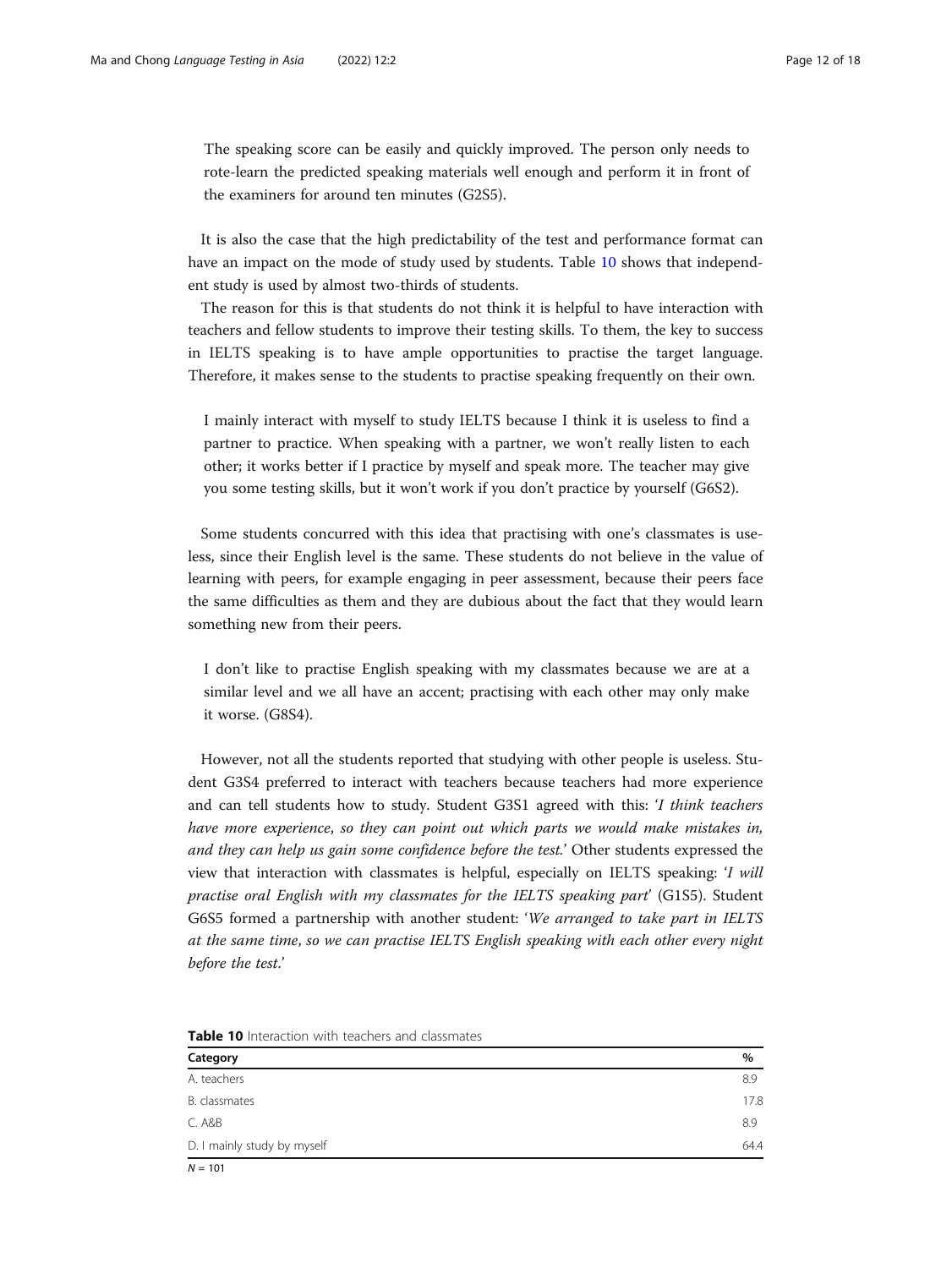> The speaking score can be easily and quickly improved. The person only needs to rote-learn the predicted speaking materials well enough and perform it in front of the examiners for around ten minutes (G2S5).

It is also the case that the high predictability of the test and performance format can have an impact on the mode of study used by students. Table 10 shows that independent study is used by almost two-thirds of students.

The reason for this is that students do not think it is helpful to have interaction with teachers and fellow students to improve their testing skills. To them, the key to success in IELTS speaking is to have ample opportunities to practise the target language. Therefore, it makes sense to the students to practise speaking frequently on their own.

> I mainly interact with myself to study IELTS because I think it is useless to find a partner to practice. When speaking with a partner, we won't really listen to each other; it works better if I practice by myself and speak more. The teacher may give you some testing skills, but it won't work if you don't practice by yourself (G6S2).

Some students concurred with this idea that practising with one's classmates is useless, since their English level is the same. These students do not believe in the value of learning with peers, for example engaging in peer assessment, because their peers face the same difficulties as them and they are dubious about the fact that they would learn something new from their peers.

> I don't like to practise English speaking with my classmates because we are at a similar level and we all have an accent; practising with each other may only make it worse. (G8S4).

However, not all the students reported that studying with other people is useless. Student G3S4 preferred to interact with teachers because teachers had more experience and can tell students how to study. Student G3S1 agreed with this: '*I think teachers have more experience, so they can point out which parts we would make mistakes in, and they can help us gain some confidence before the test.*' Other students expressed the view that interaction with classmates is helpful, especially on IELTS speaking: '*I will practise oral English with my classmates for the IELTS speaking part*' (G1S5). Student G6S5 formed a partnership with another student: '*We arranged to take part in IELTS at the same time, so we can practise IELTS English speaking with each other every night before the test.*'

**Table 10** Interaction with teachers and classmates

| Category | % |
|---|---|
| A. teachers | 8.9 |
| B. classmates | 17.8 |
| C. A&B | 8.9 |
| D. I mainly study by myself | 64.4 |

$N = 101$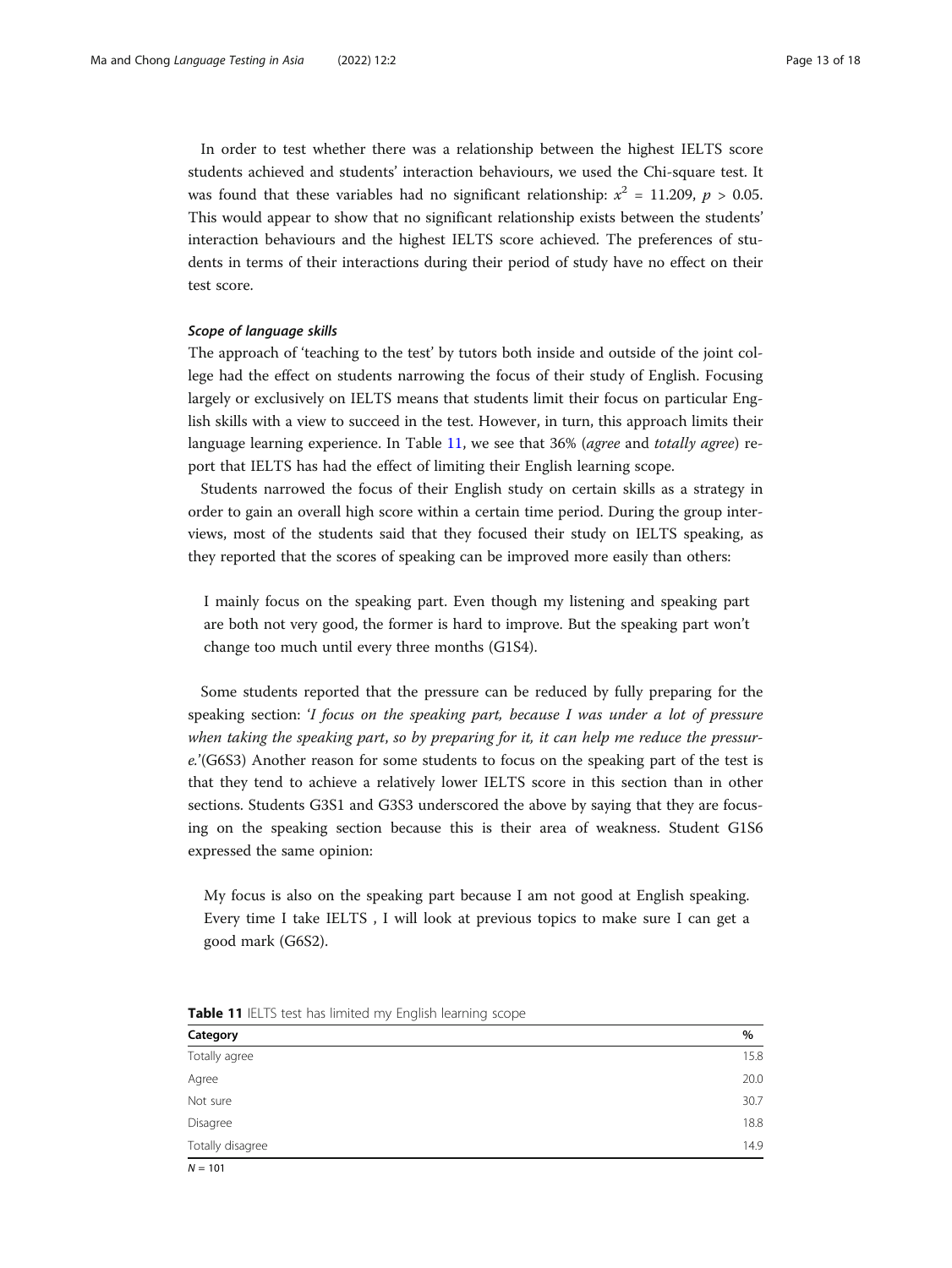In order to test whether there was a relationship between the highest IELTS score students achieved and students' interaction behaviours, we used the Chi-square test. It was found that these variables had no significant relationship: $x^2 = 11.209$, $p > 0.05$. This would appear to show that no significant relationship exists between the students' interaction behaviours and the highest IELTS score achieved. The preferences of students in terms of their interactions during their period of study have no effect on their test score.

#### *Scope of language skills*

The approach of 'teaching to the test' by tutors both inside and outside of the joint college had the effect on students narrowing the focus of their study of English. Focusing largely or exclusively on IELTS means that students limit their focus on particular English skills with a view to succeed in the test. However, in turn, this approach limits their language learning experience. In Table 11, we see that 36% (*agree* and *totally agree*) report that IELTS has had the effect of limiting their English learning scope.

Students narrowed the focus of their English study on certain skills as a strategy in order to gain an overall high score within a certain time period. During the group interviews, most of the students said that they focused their study on IELTS speaking, as they reported that the scores of speaking can be improved more easily than others:

> I mainly focus on the speaking part. Even though my listening and speaking part are both not very good, the former is hard to improve. But the speaking part won't change too much until every three months (G1S4).

Some students reported that the pressure can be reduced by fully preparing for the speaking section: '*I focus on the speaking part, because I was under a lot of pressure when taking the speaking part, so by preparing for it, it can help me reduce the pressure.*'(G6S3) Another reason for some students to focus on the speaking part of the test is that they tend to achieve a relatively lower IELTS score in this section than in other sections. Students G3S1 and G3S3 underscored the above by saying that they are focusing on the speaking section because this is their area of weakness. Student G1S6 expressed the same opinion:

> My focus is also on the speaking part because I am not good at English speaking. Every time I take IELTS , I will look at previous topics to make sure I can get a good mark (G6S2).

**Table 11** IELTS test has limited my English learning scope

| Category | % |
|---|---|
| Totally agree | 15.8 |
| Agree | 20.0 |
| Not sure | 30.7 |
| Disagree | 18.8 |
| Totally disagree | 14.9 |

$N = 101$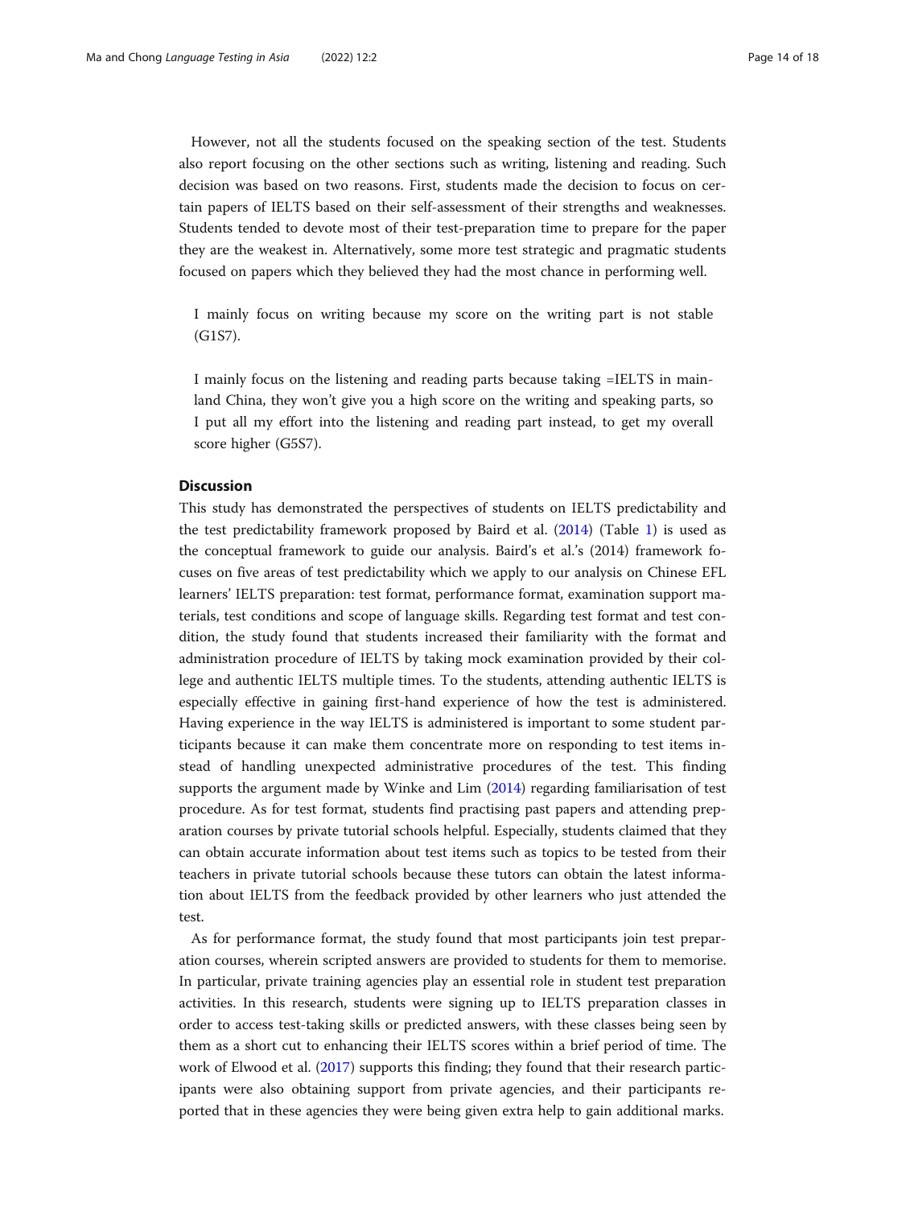However, not all the students focused on the speaking section of the test. Students also report focusing on the other sections such as writing, listening and reading. Such decision was based on two reasons. First, students made the decision to focus on certain papers of IELTS based on their self-assessment of their strengths and weaknesses. Students tended to devote most of their test-preparation time to prepare for the paper they are the weakest in. Alternatively, some more test strategic and pragmatic students focused on papers which they believed they had the most chance in performing well.

> I mainly focus on writing because my score on the writing part is not stable (G1S7).

> I mainly focus on the listening and reading parts because taking =IELTS in mainland China, they won't give you a high score on the writing and speaking parts, so I put all my effort into the listening and reading part instead, to get my overall score higher (G5S7).

## Discussion

This study has demonstrated the perspectives of students on IELTS predictability and the test predictability framework proposed by Baird et al. (2014) (Table 1) is used as the conceptual framework to guide our analysis. Baird's et al.'s (2014) framework focuses on five areas of test predictability which we apply to our analysis on Chinese EFL learners' IELTS preparation: test format, performance format, examination support materials, test conditions and scope of language skills. Regarding test format and test condition, the study found that students increased their familiarity with the format and administration procedure of IELTS by taking mock examination provided by their college and authentic IELTS multiple times. To the students, attending authentic IELTS is especially effective in gaining first-hand experience of how the test is administered. Having experience in the way IELTS is administered is important to some student participants because it can make them concentrate more on responding to test items instead of handling unexpected administrative procedures of the test. This finding supports the argument made by Winke and Lim (2014) regarding familiarisation of test procedure. As for test format, students find practising past papers and attending preparation courses by private tutorial schools helpful. Especially, students claimed that they can obtain accurate information about test items such as topics to be tested from their teachers in private tutorial schools because these tutors can obtain the latest information about IELTS from the feedback provided by other learners who just attended the test.

As for performance format, the study found that most participants join test preparation courses, wherein scripted answers are provided to students for them to memorise. In particular, private training agencies play an essential role in student test preparation activities. In this research, students were signing up to IELTS preparation classes in order to access test-taking skills or predicted answers, with these classes being seen by them as a short cut to enhancing their IELTS scores within a brief period of time. The work of Elwood et al. (2017) supports this finding; they found that their research participants were also obtaining support from private agencies, and their participants reported that in these agencies they were being given extra help to gain additional marks.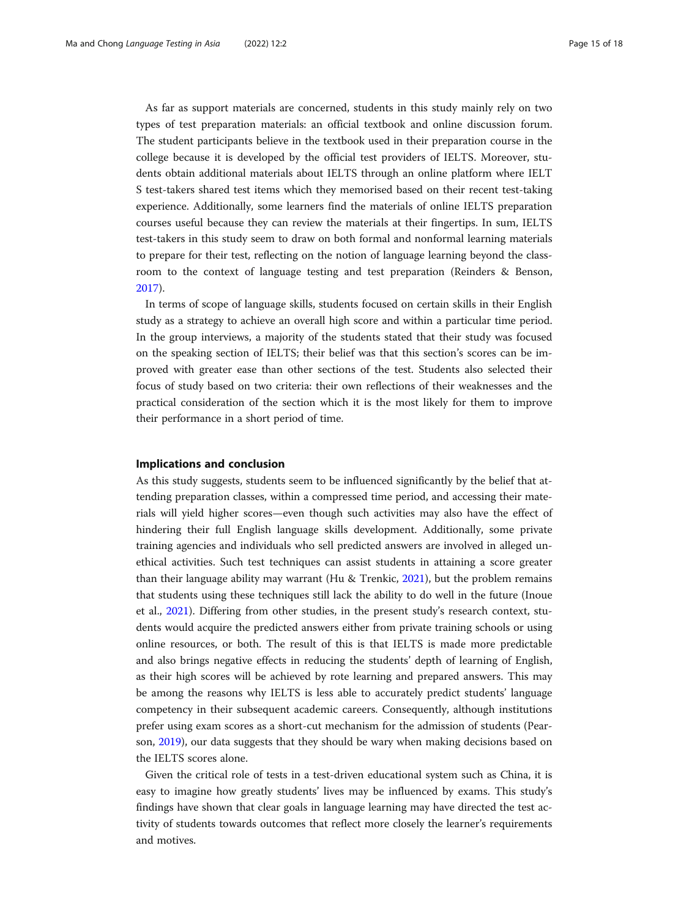As far as support materials are concerned, students in this study mainly rely on two types of test preparation materials: an official textbook and online discussion forum. The student participants believe in the textbook used in their preparation course in the college because it is developed by the official test providers of IELTS. Moreover, students obtain additional materials about IELTS through an online platform where IELTS test-takers shared test items which they memorised based on their recent test-taking experience. Additionally, some learners find the materials of online IELTS preparation courses useful because they can review the materials at their fingertips. In sum, IELTS test-takers in this study seem to draw on both formal and nonformal learning materials to prepare for their test, reflecting on the notion of language learning beyond the classroom to the context of language testing and test preparation (Reinders & Benson, 2017).

In terms of scope of language skills, students focused on certain skills in their English study as a strategy to achieve an overall high score and within a particular time period. In the group interviews, a majority of the students stated that their study was focused on the speaking section of IELTS; their belief was that this section's scores can be improved with greater ease than other sections of the test. Students also selected their focus of study based on two criteria: their own reflections of their weaknesses and the practical consideration of the section which it is the most likely for them to improve their performance in a short period of time.

## Implications and conclusion

As this study suggests, students seem to be influenced significantly by the belief that attending preparation classes, within a compressed time period, and accessing their materials will yield higher scores—even though such activities may also have the effect of hindering their full English language skills development. Additionally, some private training agencies and individuals who sell predicted answers are involved in alleged unethical activities. Such test techniques can assist students in attaining a score greater than their language ability may warrant (Hu & Trenkic, 2021), but the problem remains that students using these techniques still lack the ability to do well in the future (Inoue et al., 2021). Differing from other studies, in the present study's research context, students would acquire the predicted answers either from private training schools or using online resources, or both. The result of this is that IELTS is made more predictable and also brings negative effects in reducing the students' depth of learning of English, as their high scores will be achieved by rote learning and prepared answers. This may be among the reasons why IELTS is less able to accurately predict students' language competency in their subsequent academic careers. Consequently, although institutions prefer using exam scores as a short-cut mechanism for the admission of students (Pearson, 2019), our data suggests that they should be wary when making decisions based on the IELTS scores alone.

Given the critical role of tests in a test-driven educational system such as China, it is easy to imagine how greatly students' lives may be influenced by exams. This study's findings have shown that clear goals in language learning may have directed the test activity of students towards outcomes that reflect more closely the learner's requirements and motives.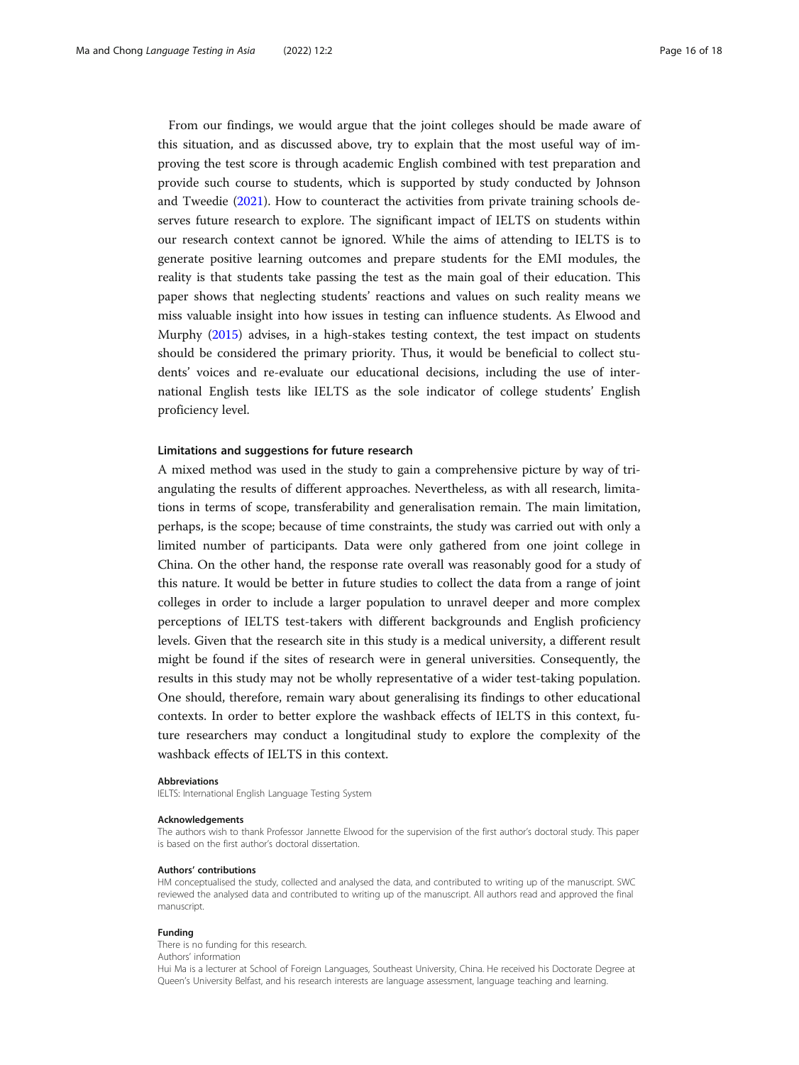From our findings, we would argue that the joint colleges should be made aware of this situation, and as discussed above, try to explain that the most useful way of improving the test score is through academic English combined with test preparation and provide such course to students, which is supported by study conducted by Johnson and Tweedie (2021). How to counteract the activities from private training schools deserves future research to explore. The significant impact of IELTS on students within our research context cannot be ignored. While the aims of attending to IELTS is to generate positive learning outcomes and prepare students for the EMI modules, the reality is that students take passing the test as the main goal of their education. This paper shows that neglecting students' reactions and values on such reality means we miss valuable insight into how issues in testing can influence students. As Elwood and Murphy (2015) advises, in a high-stakes testing context, the test impact on students should be considered the primary priority. Thus, it would be beneficial to collect students' voices and re-evaluate our educational decisions, including the use of international English tests like IELTS as the sole indicator of college students' English proficiency level.

### Limitations and suggestions for future research

A mixed method was used in the study to gain a comprehensive picture by way of triangulating the results of different approaches. Nevertheless, as with all research, limitations in terms of scope, transferability and generalisation remain. The main limitation, perhaps, is the scope; because of time constraints, the study was carried out with only a limited number of participants. Data were only gathered from one joint college in China. On the other hand, the response rate overall was reasonably good for a study of this nature. It would be better in future studies to collect the data from a range of joint colleges in order to include a larger population to unravel deeper and more complex perceptions of IELTS test-takers with different backgrounds and English proficiency levels. Given that the research site in this study is a medical university, a different result might be found if the sites of research were in general universities. Consequently, the results in this study may not be wholly representative of a wider test-taking population. One should, therefore, remain wary about generalising its findings to other educational contexts. In order to better explore the washback effects of IELTS in this context, future researchers may conduct a longitudinal study to explore the complexity of the washback effects of IELTS in this context.

#### Abbreviations

IELTS: International English Language Testing System

#### Acknowledgements

The authors wish to thank Professor Jannette Elwood for the supervision of the first author's doctoral study. This paper is based on the first author's doctoral dissertation.

#### Authors' contributions

HM conceptualised the study, collected and analysed the data, and contributed to writing up of the manuscript. SWC reviewed the analysed data and contributed to writing up of the manuscript. All authors read and approved the final manuscript.

#### Funding

There is no funding for this research.

Authors' information

Hui Ma is a lecturer at School of Foreign Languages, Southeast University, China. He received his Doctorate Degree at Queen's University Belfast, and his research interests are language assessment, language teaching and learning.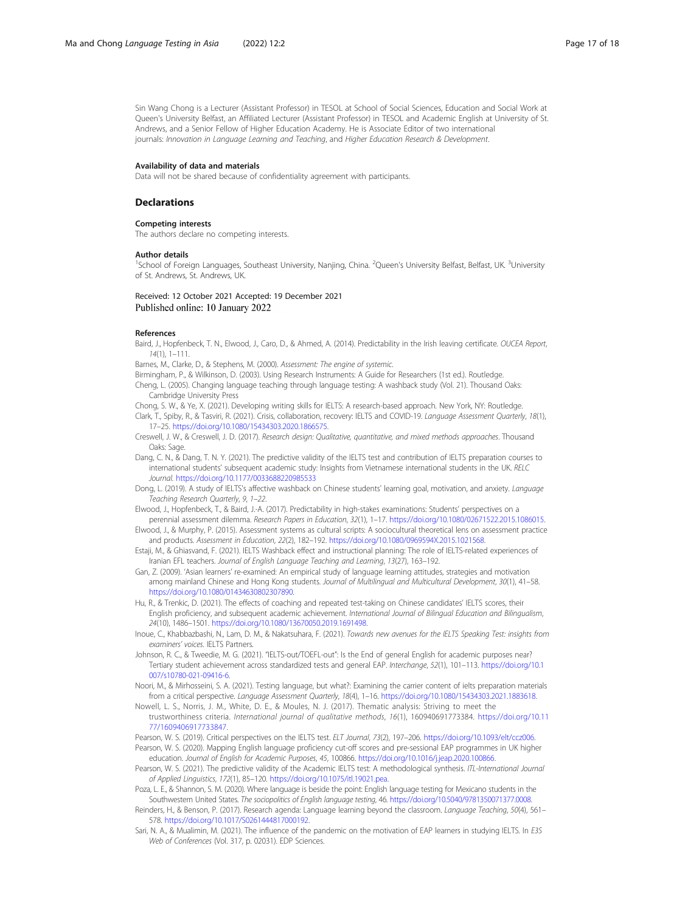Sin Wang Chong is a Lecturer (Assistant Professor) in TESOL at School of Social Sciences, Education and Social Work at Queen's University Belfast, an Affiliated Lecturer (Assistant Professor) in TESOL and Academic English at University of St. Andrews, and a Senior Fellow of Higher Education Academy. He is Associate Editor of two international journals: *Innovation in Language Learning and Teaching*, and *Higher Education Research & Development*.

### Availability of data and materials

Data will not be shared because of confidentiality agreement with participants.

## Declarations

### Competing interests

The authors declare no competing interests.

### Author details

[1]School of Foreign Languages, Southeast University, Nanjing, China. [2]Queen's University Belfast, Belfast, UK. [3]University of St. Andrews, St. Andrews, UK.

Received: 12 October 2021 Accepted: 19 December 2021
Published online: 10 January 2022

### References

Baird, J., Hopfenbeck, T. N., Elwood, J., Caro, D., & Ahmed, A. (2014). Predictability in the Irish leaving certificate. *OUCEA Report*, *14*(1), 1–111.

Barnes, M., Clarke, D., & Stephens, M. (2000). *Assessment: The engine of systemic*.

Birmingham, P., & Wilkinson, D. (2003). Using Research Instruments: A Guide for Researchers (1st ed.). Routledge.

Cheng, L. (2005). Changing language teaching through language testing: A washback study (Vol. 21). Thousand Oaks: Cambridge University Press

Chong, S. W., & Ye, X. (2021). Developing writing skills for IELTS: A research-based approach. New York, NY: Routledge.

Clark, T., Spiby, R., & Tasviri, R. (2021). Crisis, collaboration, recovery: IELTS and COVID-19. *Language Assessment Quarterly*, *18*(1), 17–25. https://doi.org/10.1080/15434303.2020.1866575.

Creswell, J. W., & Creswell, J. D. (2017). *Research design: Qualitative, quantitative, and mixed methods approaches*. Thousand Oaks: Sage.

Dang, C. N., & Dang, T. N. Y. (2021). The predictive validity of the IELTS test and contribution of IELTS preparation courses to international students' subsequent academic study: Insights from Vietnamese international students in the UK. *RELC Journal*. https://doi.org/10.1177/0033688220985533

Dong, L. (2019). A study of IELTS's affective washback on Chinese students' learning goal, motivation, and anxiety. *Language Teaching Research Quarterly*, *9*, 1–22.

Elwood, J., Hopfenbeck, T., & Baird, J.-A. (2017). Predictability in high-stakes examinations: Students' perspectives on a perennial assessment dilemma. *Research Papers in Education*, *32*(1), 1–17. https://doi.org/10.1080/02671522.2015.1086015.

Elwood, J., & Murphy, P. (2015). Assessment systems as cultural scripts: A sociocultural theoretical lens on assessment practice and products. *Assessment in Education*, *22*(2), 182–192. https://doi.org/10.1080/0969594X.2015.1021568.

Estaji, M., & Ghiasvand, F. (2021). IELTS Washback effect and instructional planning: The role of IELTS-related experiences of Iranian EFL teachers. *Journal of English Language Teaching and Learning*, *13*(27), 163–192.

Gan, Z. (2009). 'Asian learners' re-examined: An empirical study of language learning attitudes, strategies and motivation among mainland Chinese and Hong Kong students. *Journal of Multilingual and Multicultural Development*, *30*(1), 41–58. https://doi.org/10.1080/01434630802307890.

Hu, R., & Trenkic, D. (2021). The effects of coaching and repeated test-taking on Chinese candidates' IELTS scores, their English proficiency, and subsequent academic achievement. *International Journal of Bilingual Education and Bilingualism*, *24*(10), 1486–1501. https://doi.org/10.1080/13670050.2019.1691498.

Inoue, C., Khabbazbashi, N., Lam, D. M., & Nakatsuhara, F. (2021). *Towards new avenues for the IELTS Speaking Test: insights from examiners' voices*. IELTS Partners.

Johnson, R. C., & Tweedie, M. G. (2021). "IELTS-out/TOEFL-out": Is the End of general English for academic purposes near? Tertiary student achievement across standardized tests and general EAP. *Interchange*, *52*(1), 101–113. https://doi.org/10.1007/s10780-021-09416-6.

Noori, M., & Mirhosseini, S. A. (2021). Testing language, but what?: Examining the carrier content of ielts preparation materials from a critical perspective. *Language Assessment Quarterly*, *18*(4), 1–16. https://doi.org/10.1080/15434303.2021.1883618.

Nowell, L. S., Norris, J. M., White, D. E., & Moules, N. J. (2017). Thematic analysis: Striving to meet the trustworthiness criteria. *International journal of qualitative methods*, *16*(1), 160940691773384. https://doi.org/10.1177/1609406917733847.

Pearson, W. S. (2019). Critical perspectives on the IELTS test. *ELT Journal*, *73*(2), 197–206. https://doi.org/10.1093/elt/ccz006.

Pearson, W. S. (2020). Mapping English language proficiency cut-off scores and pre-sessional EAP programmes in UK higher education. *Journal of English for Academic Purposes*, *45*, 100866. https://doi.org/10.1016/j.jeap.2020.100866.

Pearson, W. S. (2021). The predictive validity of the Academic IELTS test: A methodological synthesis. *ITL-International Journal of Applied Linguistics*, *172*(1), 85–120. https://doi.org/10.1075/itl.19021.pea.

Poza, L. E., & Shannon, S. M. (2020). Where language is beside the point: English language testing for Mexicano students in the Southwestern United States. *The sociopolitics of English language testing*, 46. https://doi.org/10.5040/9781350071377.0008.

Reinders, H., & Benson, P. (2017). Research agenda: Language learning beyond the classroom. *Language Teaching*, *50*(4), 561–578. https://doi.org/10.1017/S0261444817000192.

Sari, N. A., & Mualimin, M. (2021). The influence of the pandemic on the motivation of EAP learners in studying IELTS. In *E3S Web of Conferences* (Vol. 317, p. 02031). EDP Sciences.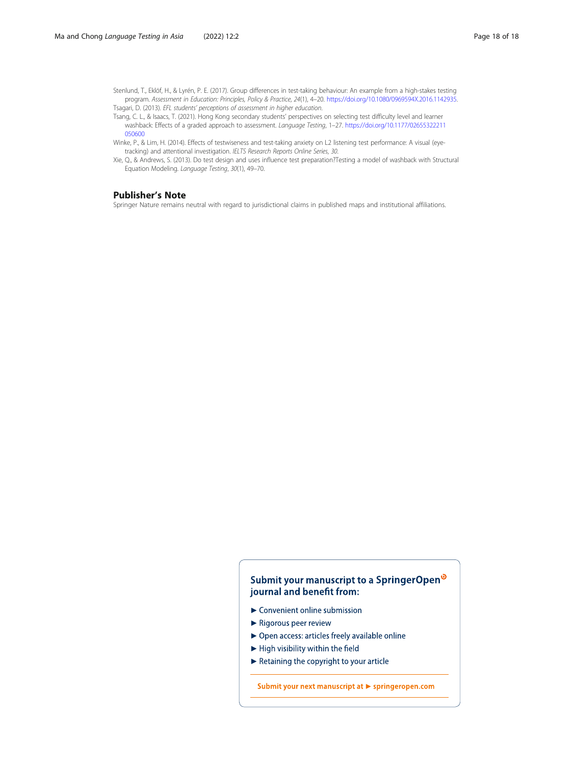Stenlund, T., Eklöf, H., & Lyrén, P. E. (2017). Group differences in test-taking behaviour: An example from a high-stakes testing program. *Assessment in Education: Principles, Policy & Practice, 24*(1), 4–20. https://doi.org/10.1080/0969594X.2016.1142935.

Tsagari, D. (2013). *EFL students' perceptions of assessment in higher education.*

Tsang, C. L., & Isaacs, T. (2021). Hong Kong secondary students' perspectives on selecting test difficulty level and learner washback: Effects of a graded approach to assessment. *Language Testing*, 1–27. https://doi.org/10.1177/02655322211050600

Winke, P., & Lim, H. (2014). Effects of testwiseness and test-taking anxiety on L2 listening test performance: A visual (eye-tracking) and attentional investigation. *IELTS Research Reports Online Series, 30.*

Xie, Q., & Andrews, S. (2013). Do test design and uses influence test preparation?Testing a model of washback with Structural Equation Modeling. *Language Testing*, *30*(1), 49–70.

## Publisher's Note

Springer Nature remains neutral with regard to jurisdictional claims in published maps and institutional affiliations.

**Submit your manuscript to a SpringerOpen journal and benefit from:**

- ► Convenient online submission
- ► Rigorous peer review
- ► Open access: articles freely available online
- ► High visibility within the field
- ► Retaining the copyright to your article

**Submit your next manuscript at ► springeropen.com**